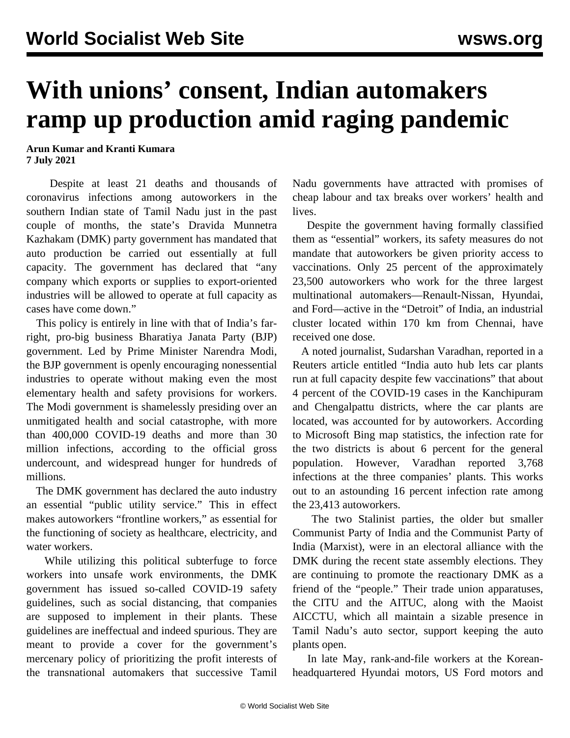# With unions' consent, Indian automakers ramp up production amid raging pandemic

**Arun Kumar and Kranti Kumara**
**7 July 2021**

Despite at least 21 deaths and thousands of coronavirus infections among autoworkers in the southern Indian state of Tamil Nadu just in the past couple of months, the state's Dravida Munnetra Kazhakam (DMK) party government has mandated that auto production be carried out essentially at full capacity. The government has declared that "any company which exports or supplies to export-oriented industries will be allowed to operate at full capacity as cases have come down."

This policy is entirely in line with that of India's far-right, pro-big business Bharatiya Janata Party (BJP) government. Led by Prime Minister Narendra Modi, the BJP government is openly encouraging nonessential industries to operate without making even the most elementary health and safety provisions for workers. The Modi government is shamelessly presiding over an unmitigated health and social catastrophe, with more than 400,000 COVID-19 deaths and more than 30 million infections, according to the official gross undercount, and widespread hunger for hundreds of millions.

The DMK government has declared the auto industry an essential "public utility service." This in effect makes autoworkers "frontline workers," as essential for the functioning of society as healthcare, electricity, and water workers.

While utilizing this political subterfuge to force workers into unsafe work environments, the DMK government has issued so-called COVID-19 safety guidelines, such as social distancing, that companies are supposed to implement in their plants. These guidelines are ineffectual and indeed spurious. They are meant to provide a cover for the government's mercenary policy of prioritizing the profit interests of the transnational automakers that successive Tamil Nadu governments have attracted with promises of cheap labour and tax breaks over workers' health and lives.

Despite the government having formally classified them as "essential" workers, its safety measures do not mandate that autoworkers be given priority access to vaccinations. Only 25 percent of the approximately 23,500 autoworkers who work for the three largest multinational automakers—Renault-Nissan, Hyundai, and Ford—active in the "Detroit" of India, an industrial cluster located within 170 km from Chennai, have received one dose.

A noted journalist, Sudarshan Varadhan, reported in a Reuters article entitled "India auto hub lets car plants run at full capacity despite few vaccinations" that about 4 percent of the COVID-19 cases in the Kanchipuram and Chengalpattu districts, where the car plants are located, was accounted for by autoworkers. According to Microsoft Bing map statistics, the infection rate for the two districts is about 6 percent for the general population. However, Varadhan reported 3,768 infections at the three companies' plants. This works out to an astounding 16 percent infection rate among the 23,413 autoworkers.

The two Stalinist parties, the older but smaller Communist Party of India and the Communist Party of India (Marxist), were in an electoral alliance with the DMK during the recent state assembly elections. They are continuing to promote the reactionary DMK as a friend of the "people." Their trade union apparatuses, the CITU and the AITUC, along with the Maoist AICCTU, which all maintain a sizable presence in Tamil Nadu's auto sector, support keeping the auto plants open.

In late May, rank-and-file workers at the Korean-headquartered Hyundai motors, US Ford motors and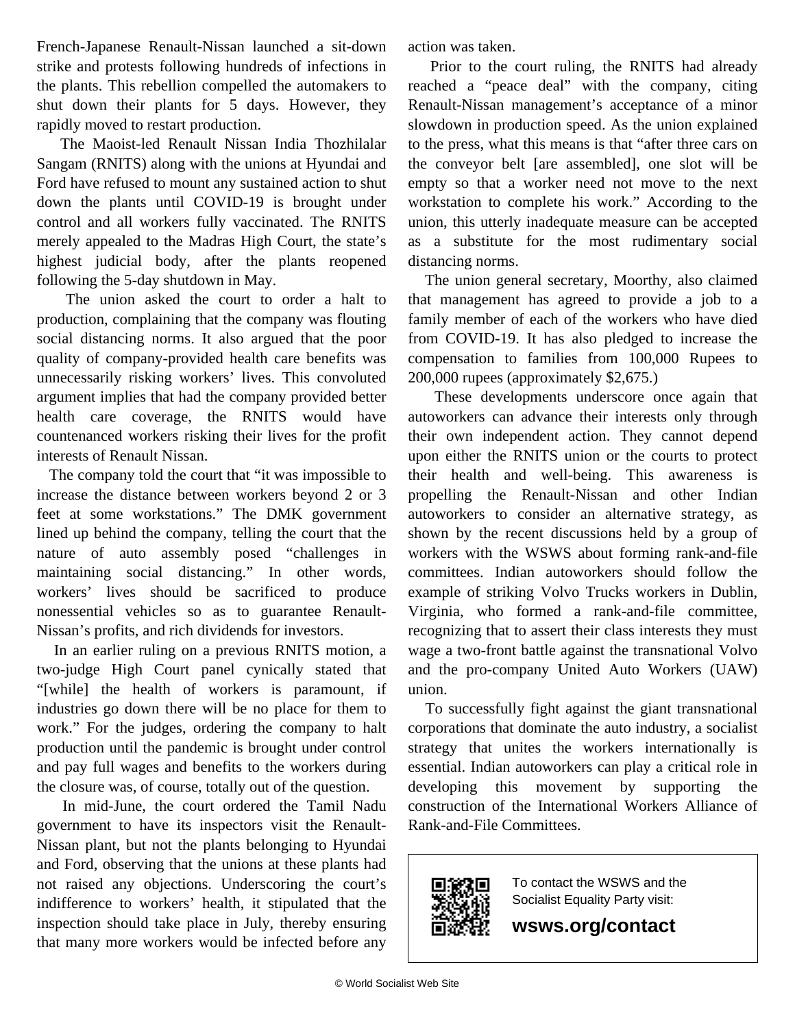French-Japanese Renault-Nissan launched a sit-down strike and protests following hundreds of infections in the plants. This rebellion compelled the automakers to shut down their plants for 5 days. However, they rapidly moved to restart production.

The Maoist-led Renault Nissan India Thozhilalar Sangam (RNITS) along with the unions at Hyundai and Ford have refused to mount any sustained action to shut down the plants until COVID-19 is brought under control and all workers fully vaccinated. The RNITS merely appealed to the Madras High Court, the state's highest judicial body, after the plants reopened following the 5-day shutdown in May.

The union asked the court to order a halt to production, complaining that the company was flouting social distancing norms. It also argued that the poor quality of company-provided health care benefits was unnecessarily risking workers' lives. This convoluted argument implies that had the company provided better health care coverage, the RNITS would have countenanced workers risking their lives for the profit interests of Renault Nissan.

The company told the court that "it was impossible to increase the distance between workers beyond 2 or 3 feet at some workstations." The DMK government lined up behind the company, telling the court that the nature of auto assembly posed "challenges in maintaining social distancing." In other words, workers' lives should be sacrificed to produce nonessential vehicles so as to guarantee Renault-Nissan's profits, and rich dividends for investors.

In an earlier ruling on a previous RNITS motion, a two-judge High Court panel cynically stated that "[while] the health of workers is paramount, if industries go down there will be no place for them to work." For the judges, ordering the company to halt production until the pandemic is brought under control and pay full wages and benefits to the workers during the closure was, of course, totally out of the question.

In mid-June, the court ordered the Tamil Nadu government to have its inspectors visit the Renault-Nissan plant, but not the plants belonging to Hyundai and Ford, observing that the unions at these plants had not raised any objections. Underscoring the court's indifference to workers' health, it stipulated that the inspection should take place in July, thereby ensuring that many more workers would be infected before any action was taken.

Prior to the court ruling, the RNITS had already reached a "peace deal" with the company, citing Renault-Nissan management's acceptance of a minor slowdown in production speed. As the union explained to the press, what this means is that "after three cars on the conveyor belt [are assembled], one slot will be empty so that a worker need not move to the next workstation to complete his work." According to the union, this utterly inadequate measure can be accepted as a substitute for the most rudimentary social distancing norms.

The union general secretary, Moorthy, also claimed that management has agreed to provide a job to a family member of each of the workers who have died from COVID-19. It has also pledged to increase the compensation to families from 100,000 Rupees to 200,000 rupees (approximately $2,675.)

These developments underscore once again that autoworkers can advance their interests only through their own independent action. They cannot depend upon either the RNITS union or the courts to protect their health and well-being. This awareness is propelling the Renault-Nissan and other Indian autoworkers to consider an alternative strategy, as shown by the recent discussions held by a group of workers with the WSWS about forming rank-and-file committees. Indian autoworkers should follow the example of striking Volvo Trucks workers in Dublin, Virginia, who formed a rank-and-file committee, recognizing that to assert their class interests they must wage a two-front battle against the transnational Volvo and the pro-company United Auto Workers (UAW) union.

To successfully fight against the giant transnational corporations that dominate the auto industry, a socialist strategy that unites the workers internationally is essential. Indian autoworkers can play a critical role in developing this movement by supporting the construction of the International Workers Alliance of Rank-and-File Committees.

To contact the WSWS and the Socialist Equality Party visit:

**wsws.org/contact**